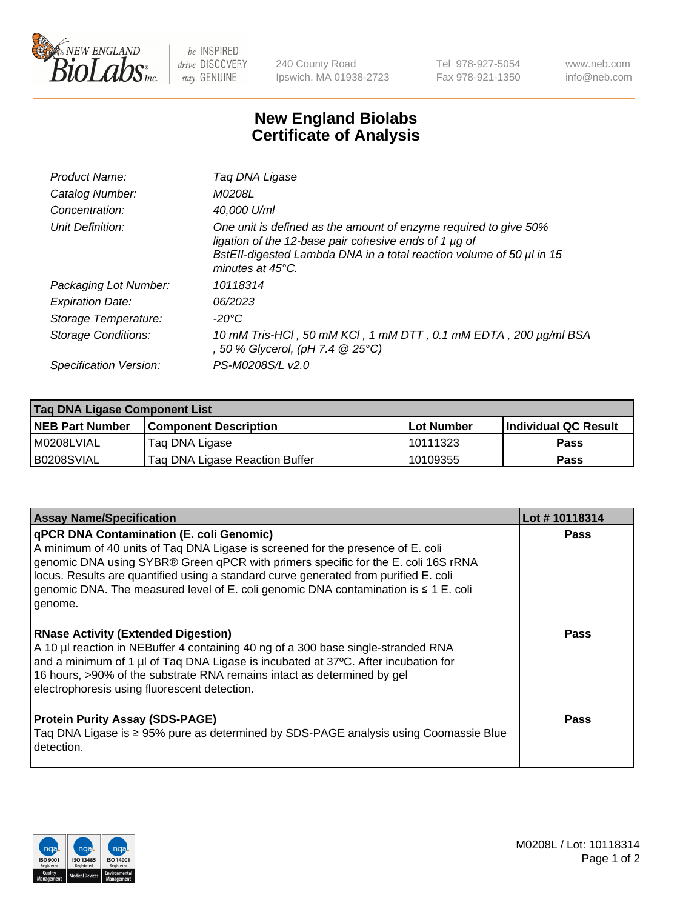240 County Road
Ipswich, MA 01938-2723

Tel 978-927-5054
Fax 978-921-1350

www.neb.com
info@neb.com

# New England Biolabs
# Certificate of Analysis

| | |
|---|---|
| *Product Name:* | *Taq DNA Ligase* |
| *Catalog Number:* | *M0208L* |
| *Concentration:* | *40,000 U/ml* |
| *Unit Definition:* | *One unit is defined as the amount of enzyme required to give 50% ligation of the 12-base pair cohesive ends of 1 µg of BstEII-digested Lambda DNA in a total reaction volume of 50 µl in 15 minutes at 45°C.* |
| *Packaging Lot Number:* | *10118314* |
| *Expiration Date:* | *06/2023* |
| *Storage Temperature:* | *-20°C* |
| *Storage Conditions:* | *10 mM Tris-HCl , 50 mM KCl , 1 mM DTT , 0.1 mM EDTA , 200 µg/ml BSA , 50 % Glycerol, (pH 7.4 @ 25°C)* |
| *Specification Version:* | *PS-M0208S/L v2.0* |

| Taq DNA Ligase Component List | | | |
|---|---|---|---|
| **NEB Part Number** | **Component Description** | **Lot Number** | **Individual QC Result** |
| M0208LVIAL | Taq DNA Ligase | 10111323 | **Pass** |
| B0208SVIAL | Taq DNA Ligase Reaction Buffer | 10109355 | **Pass** |

| Assay Name/Specification | Lot # 10118314 |
|---|---|
| **qPCR DNA Contamination (E. coli Genomic)**<br>A minimum of 40 units of Taq DNA Ligase is screened for the presence of E. coli genomic DNA using SYBR® Green qPCR with primers specific for the E. coli 16S rRNA locus. Results are quantified using a standard curve generated from purified E. coli genomic DNA. The measured level of E. coli genomic DNA contamination is ≤ 1 E. coli genome. | **Pass** |
| **RNase Activity (Extended Digestion)**<br>A 10 µl reaction in NEBuffer 4 containing 40 ng of a 300 base single-stranded RNA and a minimum of 1 µl of Taq DNA Ligase is incubated at 37ºC. After incubation for 16 hours, >90% of the substrate RNA remains intact as determined by gel electrophoresis using fluorescent detection. | **Pass** |
| **Protein Purity Assay (SDS-PAGE)**<br>Taq DNA Ligase is ≥ 95% pure as determined by SDS-PAGE analysis using Coomassie Blue detection. | **Pass** |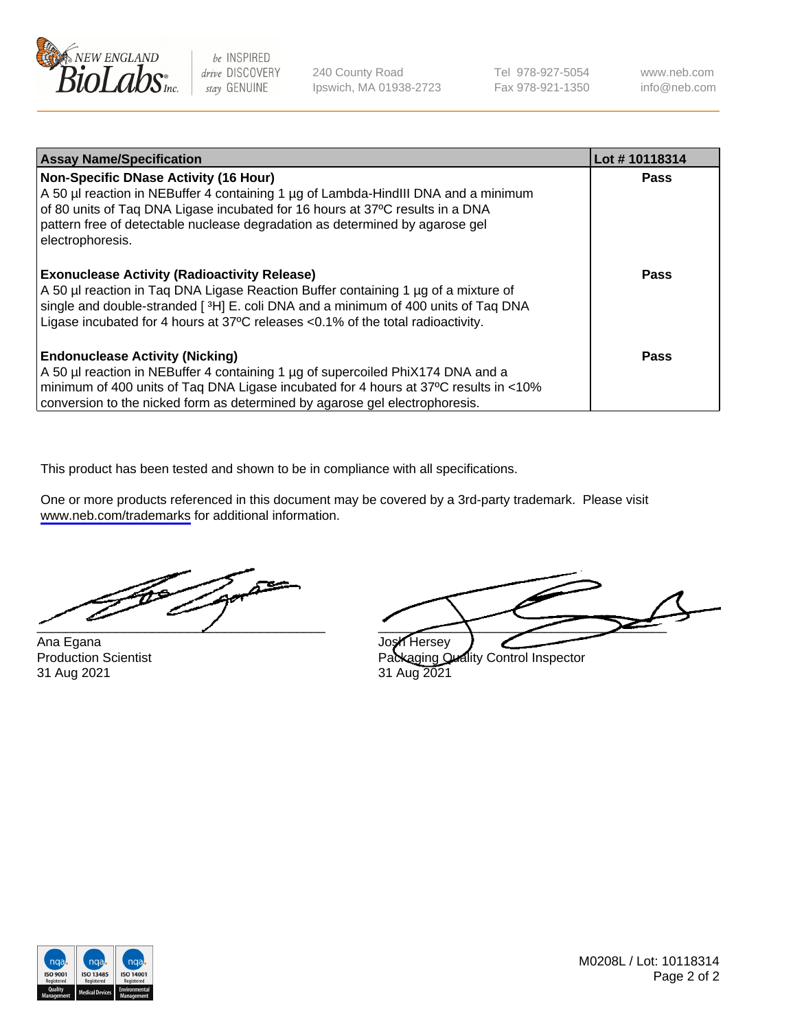240 County Road
Ipswich, MA 01938-2723

Tel 978-927-5054
Fax 978-921-1350

www.neb.com
info@neb.com

| Assay Name/Specification | Lot # 10118314 |
|---|---|
| **Non-Specific DNase Activity (16 Hour)**<br>A 50 µl reaction in NEBuffer 4 containing 1 µg of Lambda-HindIII DNA and a minimum of 80 units of Taq DNA Ligase incubated for 16 hours at 37ºC results in a DNA pattern free of detectable nuclease degradation as determined by agarose gel electrophoresis. | **Pass** |
| **Exonuclease Activity (Radioactivity Release)**<br>A 50 µl reaction in Taq DNA Ligase Reaction Buffer containing 1 µg of a mixture of single and double-stranded [ $^{3}H$] E. coli DNA and a minimum of 400 units of Taq DNA Ligase incubated for 4 hours at 37ºC releases <0.1% of the total radioactivity. | **Pass** |
| **Endonuclease Activity (Nicking)**<br>A 50 µl reaction in NEBuffer 4 containing 1 µg of supercoiled PhiX174 DNA and a minimum of 400 units of Taq DNA Ligase incubated for 4 hours at 37ºC results in <10% conversion to the nicked form as determined by agarose gel electrophoresis. | **Pass** |

This product has been tested and shown to be in compliance with all specifications.

One or more products referenced in this document may be covered by a 3rd-party trademark. Please visit www.neb.com/trademarks for additional information.

Ana Egana
Production Scientist
31 Aug 2021

Josh Hersey
Packaging Quality Control Inspector
31 Aug 2021

M0208L / Lot: 10118314